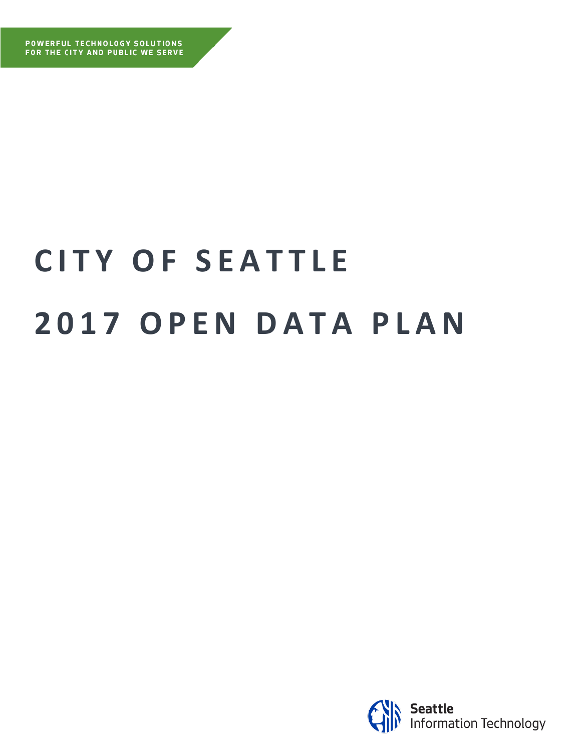POWERFUL TECHNOLOGY SOLUTIONS
FOR THE CITY AND PUBLIC WE SERVE

# CITY OF SEATTLE
# 2017 OPEN DATA PLAN

Seattle
Information Technology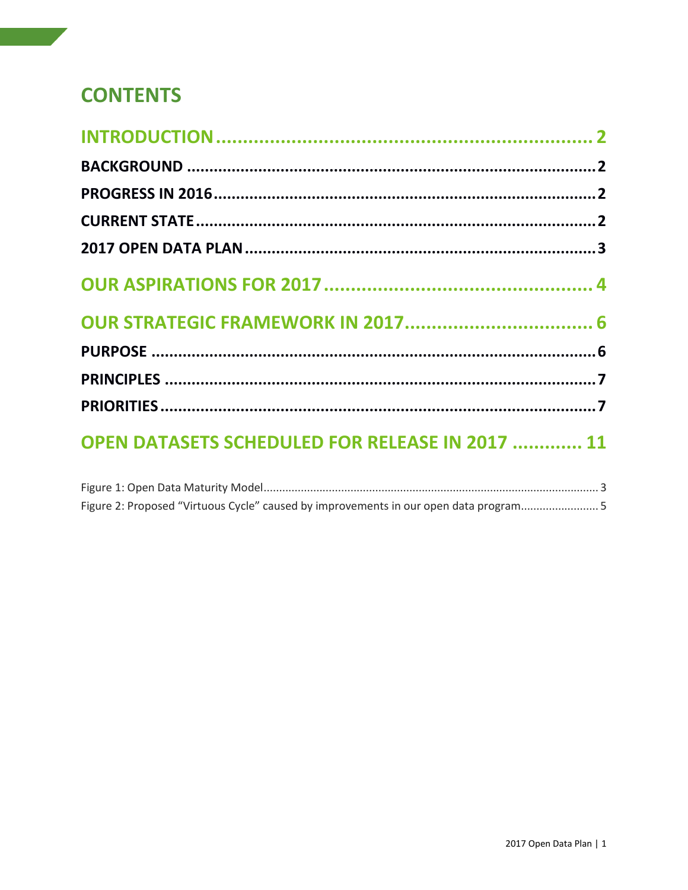# CONTENTS

INTRODUCTION ........................................................ 2

BACKGROUND ........................................................ 2

PROGRESS IN 2016 ........................................................ 2

CURRENT STATE ........................................................ 2

2017 OPEN DATA PLAN ........................................................ 3

OUR ASPIRATIONS FOR 2017 ........................................................ 4

OUR STRATEGIC FRAMEWORK IN 2017 ........................................................ 6

PURPOSE ........................................................ 6

PRINCIPLES ........................................................ 7

PRIORITIES ........................................................ 7

OPEN DATASETS SCHEDULED FOR RELEASE IN 2017 ............ 11

Figure 1: Open Data Maturity Model ........................................................ 3

Figure 2: Proposed "Virtuous Cycle" caused by improvements in our open data program ........................ 5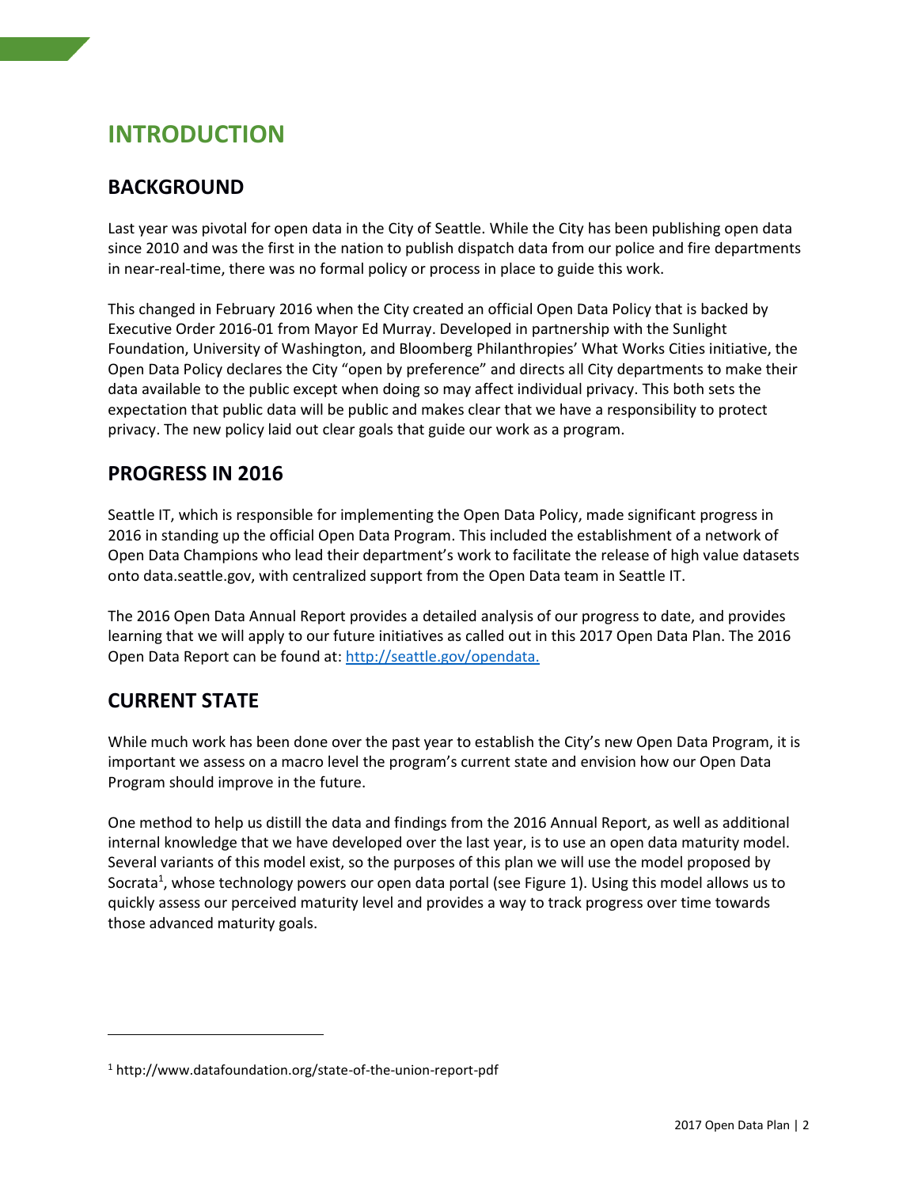# INTRODUCTION

## BACKGROUND

Last year was pivotal for open data in the City of Seattle. While the City has been publishing open data since 2010 and was the first in the nation to publish dispatch data from our police and fire departments in near-real-time, there was no formal policy or process in place to guide this work.

This changed in February 2016 when the City created an official Open Data Policy that is backed by Executive Order 2016-01 from Mayor Ed Murray. Developed in partnership with the Sunlight Foundation, University of Washington, and Bloomberg Philanthropies' What Works Cities initiative, the Open Data Policy declares the City "open by preference" and directs all City departments to make their data available to the public except when doing so may affect individual privacy. This both sets the expectation that public data will be public and makes clear that we have a responsibility to protect privacy. The new policy laid out clear goals that guide our work as a program.

## PROGRESS IN 2016

Seattle IT, which is responsible for implementing the Open Data Policy, made significant progress in 2016 in standing up the official Open Data Program. This included the establishment of a network of Open Data Champions who lead their department's work to facilitate the release of high value datasets onto data.seattle.gov, with centralized support from the Open Data team in Seattle IT.

The 2016 Open Data Annual Report provides a detailed analysis of our progress to date, and provides learning that we will apply to our future initiatives as called out in this 2017 Open Data Plan. The 2016 Open Data Report can be found at: [http://seattle.gov/opendata.](http://seattle.gov/opendata)

## CURRENT STATE

While much work has been done over the past year to establish the City's new Open Data Program, it is important we assess on a macro level the program's current state and envision how our Open Data Program should improve in the future.

One method to help us distill the data and findings from the 2016 Annual Report, as well as additional internal knowledge that we have developed over the last year, is to use an open data maturity model. Several variants of this model exist, so the purposes of this plan we will use the model proposed by Socrata[1], whose technology powers our open data portal (see Figure 1). Using this model allows us to quickly assess our perceived maturity level and provides a way to track progress over time towards those advanced maturity goals.

---

[1] http://www.datafoundation.org/state-of-the-union-report-pdf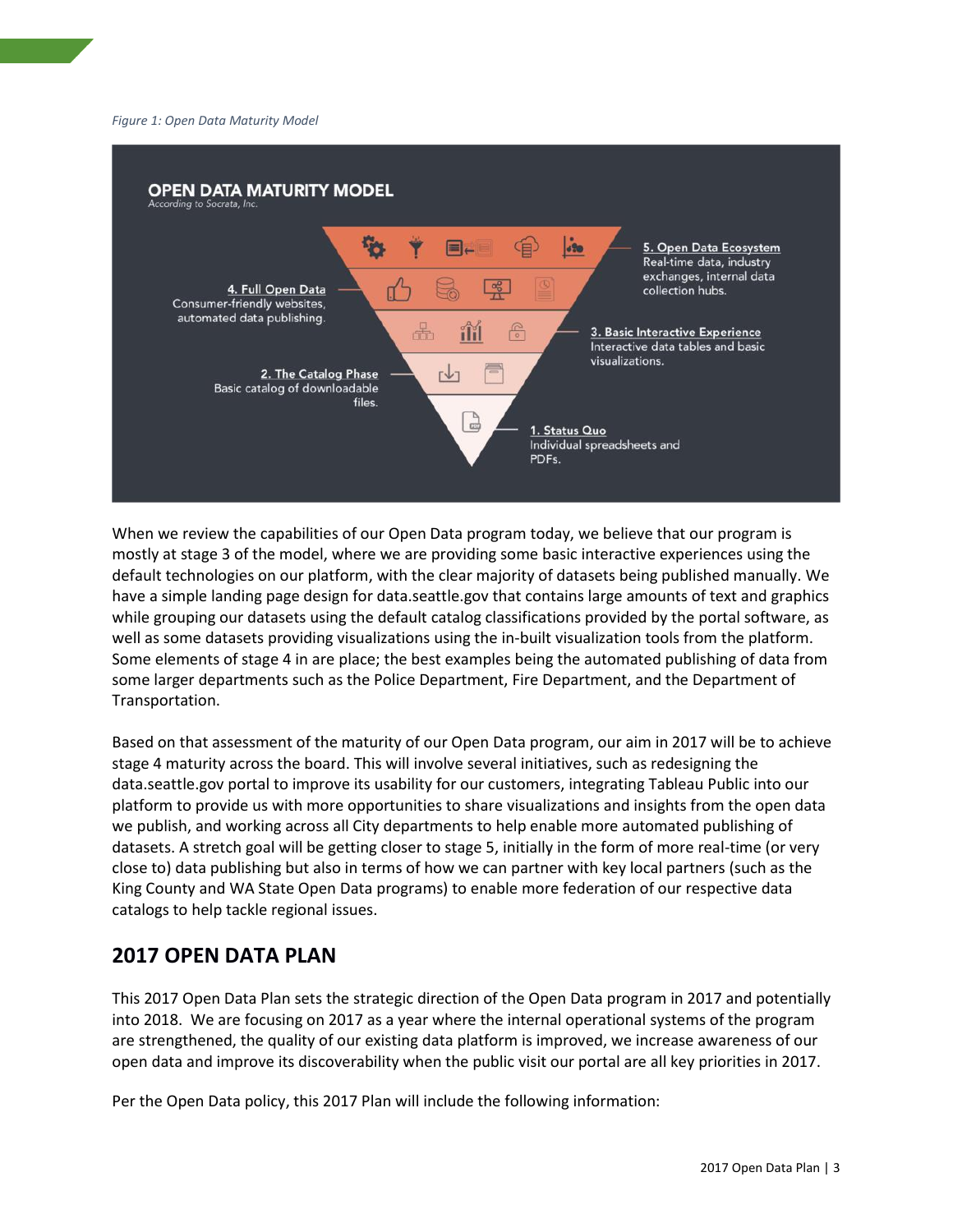*Figure 1: Open Data Maturity Model*

**OPEN DATA MATURITY MODEL**
*According to Socrata, Inc.*

**5. Open Data Ecosystem**
Real-time data, industry exchanges, internal data collection hubs.

**4. Full Open Data**
Consumer-friendly websites, automated data publishing.

**3. Basic Interactive Experience**
Interactive data tables and basic visualizations.

**2. The Catalog Phase**
Basic catalog of downloadable files.

**1. Status Quo**
Individual spreadsheets and PDFs.

When we review the capabilities of our Open Data program today, we believe that our program is mostly at stage 3 of the model, where we are providing some basic interactive experiences using the default technologies on our platform, with the clear majority of datasets being published manually. We have a simple landing page design for data.seattle.gov that contains large amounts of text and graphics while grouping our datasets using the default catalog classifications provided by the portal software, as well as some datasets providing visualizations using the in-built visualization tools from the platform. Some elements of stage 4 in are place; the best examples being the automated publishing of data from some larger departments such as the Police Department, Fire Department, and the Department of Transportation.

Based on that assessment of the maturity of our Open Data program, our aim in 2017 will be to achieve stage 4 maturity across the board. This will involve several initiatives, such as redesigning the data.seattle.gov portal to improve its usability for our customers, integrating Tableau Public into our platform to provide us with more opportunities to share visualizations and insights from the open data we publish, and working across all City departments to help enable more automated publishing of datasets. A stretch goal will be getting closer to stage 5, initially in the form of more real-time (or very close to) data publishing but also in terms of how we can partner with key local partners (such as the King County and WA State Open Data programs) to enable more federation of our respective data catalogs to help tackle regional issues.

## 2017 OPEN DATA PLAN

This 2017 Open Data Plan sets the strategic direction of the Open Data program in 2017 and potentially into 2018. We are focusing on 2017 as a year where the internal operational systems of the program are strengthened, the quality of our existing data platform is improved, we increase awareness of our open data and improve its discoverability when the public visit our portal are all key priorities in 2017.

Per the Open Data policy, this 2017 Plan will include the following information: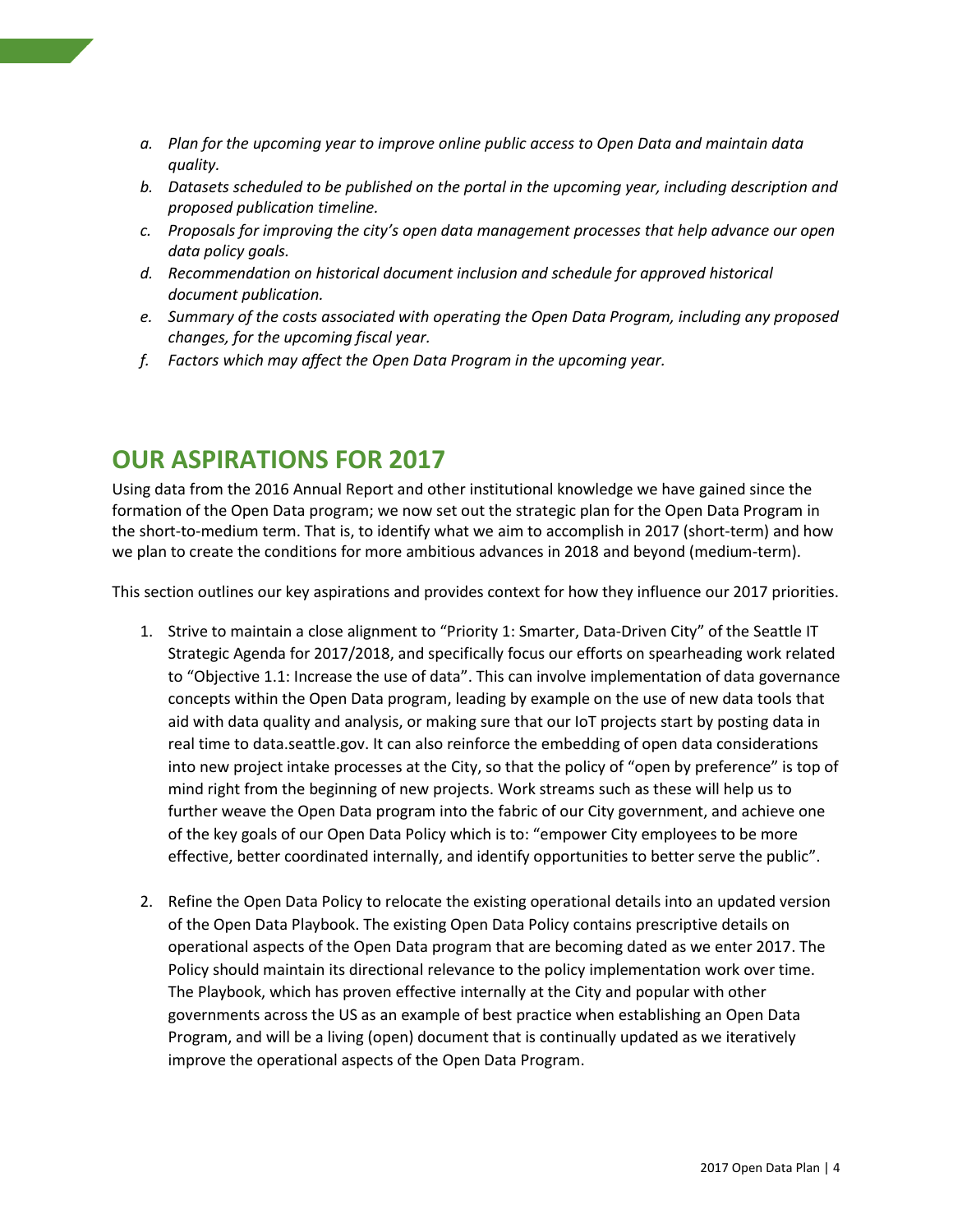- *a. Plan for the upcoming year to improve online public access to Open Data and maintain data quality.*
- *b. Datasets scheduled to be published on the portal in the upcoming year, including description and proposed publication timeline.*
- *c. Proposals for improving the city's open data management processes that help advance our open data policy goals.*
- *d. Recommendation on historical document inclusion and schedule for approved historical document publication.*
- *e. Summary of the costs associated with operating the Open Data Program, including any proposed changes, for the upcoming fiscal year.*
- *f. Factors which may affect the Open Data Program in the upcoming year.*

## OUR ASPIRATIONS FOR 2017

Using data from the 2016 Annual Report and other institutional knowledge we have gained since the formation of the Open Data program; we now set out the strategic plan for the Open Data Program in the short-to-medium term. That is, to identify what we aim to accomplish in 2017 (short-term) and how we plan to create the conditions for more ambitious advances in 2018 and beyond (medium-term).

This section outlines our key aspirations and provides context for how they influence our 2017 priorities.

1. Strive to maintain a close alignment to "Priority 1: Smarter, Data-Driven City" of the Seattle IT Strategic Agenda for 2017/2018, and specifically focus our efforts on spearheading work related to "Objective 1.1: Increase the use of data". This can involve implementation of data governance concepts within the Open Data program, leading by example on the use of new data tools that aid with data quality and analysis, or making sure that our IoT projects start by posting data in real time to data.seattle.gov. It can also reinforce the embedding of open data considerations into new project intake processes at the City, so that the policy of "open by preference" is top of mind right from the beginning of new projects. Work streams such as these will help us to further weave the Open Data program into the fabric of our City government, and achieve one of the key goals of our Open Data Policy which is to: "empower City employees to be more effective, better coordinated internally, and identify opportunities to better serve the public".

2. Refine the Open Data Policy to relocate the existing operational details into an updated version of the Open Data Playbook. The existing Open Data Policy contains prescriptive details on operational aspects of the Open Data program that are becoming dated as we enter 2017. The Policy should maintain its directional relevance to the policy implementation work over time. The Playbook, which has proven effective internally at the City and popular with other governments across the US as an example of best practice when establishing an Open Data Program, and will be a living (open) document that is continually updated as we iteratively improve the operational aspects of the Open Data Program.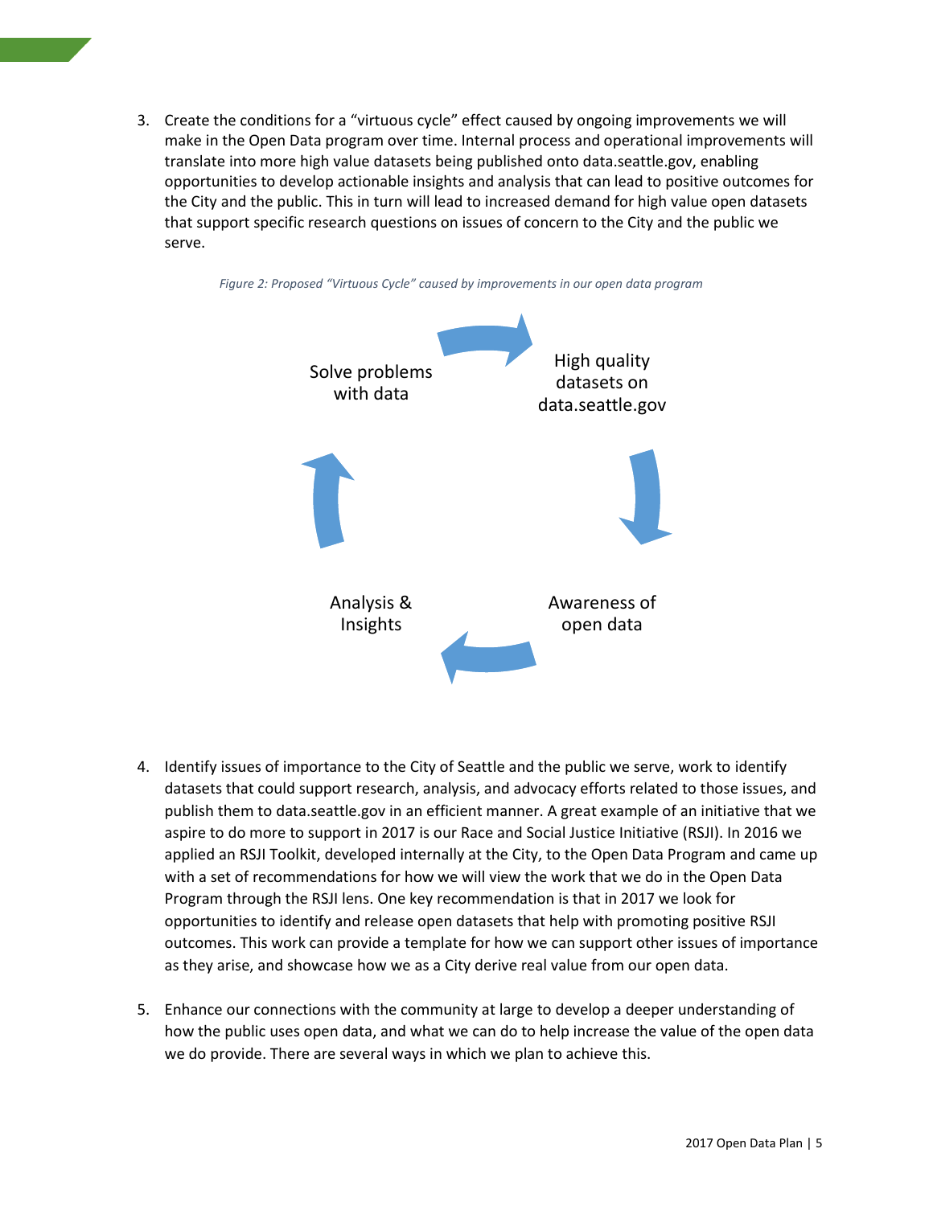3. Create the conditions for a "virtuous cycle" effect caused by ongoing improvements we will make in the Open Data program over time. Internal process and operational improvements will translate into more high value datasets being published onto data.seattle.gov, enabling opportunities to develop actionable insights and analysis that can lead to positive outcomes for the City and the public. This in turn will lead to increased demand for high value open datasets that support specific research questions on issues of concern to the City and the public we serve.

*Figure 2: Proposed "Virtuous Cycle" caused by improvements in our open data program*

Solve problems with data

High quality datasets on data.seattle.gov

Awareness of open data

Analysis & Insights

4. Identify issues of importance to the City of Seattle and the public we serve, work to identify datasets that could support research, analysis, and advocacy efforts related to those issues, and publish them to data.seattle.gov in an efficient manner. A great example of an initiative that we aspire to do more to support in 2017 is our Race and Social Justice Initiative (RSJI). In 2016 we applied an RSJI Toolkit, developed internally at the City, to the Open Data Program and came up with a set of recommendations for how we will view the work that we do in the Open Data Program through the RSJI lens. One key recommendation is that in 2017 we look for opportunities to identify and release open datasets that help with promoting positive RSJI outcomes. This work can provide a template for how we can support other issues of importance as they arise, and showcase how we as a City derive real value from our open data.

5. Enhance our connections with the community at large to develop a deeper understanding of how the public uses open data, and what we can do to help increase the value of the open data we do provide. There are several ways in which we plan to achieve this.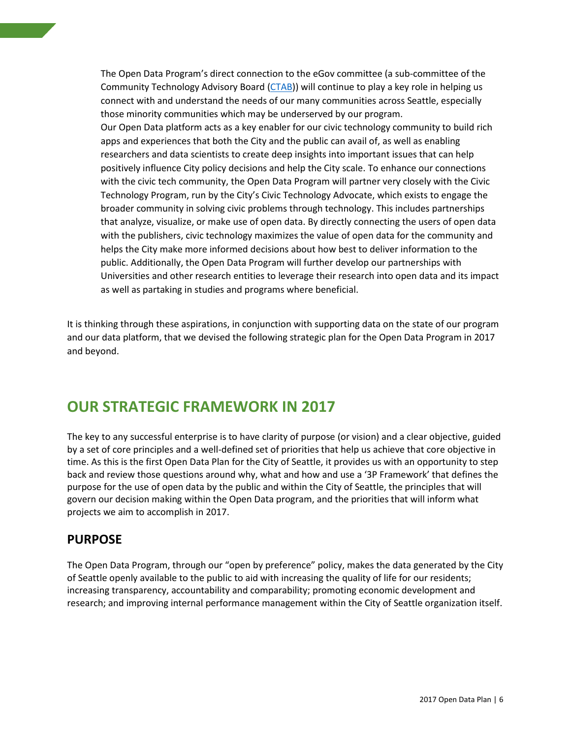The Open Data Program's direct connection to the eGov committee (a sub-committee of the Community Technology Advisory Board (CTAB)) will continue to play a key role in helping us connect with and understand the needs of our many communities across Seattle, especially those minority communities which may be underserved by our program.

Our Open Data platform acts as a key enabler for our civic technology community to build rich apps and experiences that both the City and the public can avail of, as well as enabling researchers and data scientists to create deep insights into important issues that can help positively influence City policy decisions and help the City scale. To enhance our connections with the civic tech community, the Open Data Program will partner very closely with the Civic Technology Program, run by the City's Civic Technology Advocate, which exists to engage the broader community in solving civic problems through technology. This includes partnerships that analyze, visualize, or make use of open data. By directly connecting the users of open data with the publishers, civic technology maximizes the value of open data for the community and helps the City make more informed decisions about how best to deliver information to the public. Additionally, the Open Data Program will further develop our partnerships with Universities and other research entities to leverage their research into open data and its impact as well as partaking in studies and programs where beneficial.

It is thinking through these aspirations, in conjunction with supporting data on the state of our program and our data platform, that we devised the following strategic plan for the Open Data Program in 2017 and beyond.

# OUR STRATEGIC FRAMEWORK IN 2017

The key to any successful enterprise is to have clarity of purpose (or vision) and a clear objective, guided by a set of core principles and a well-defined set of priorities that help us achieve that core objective in time. As this is the first Open Data Plan for the City of Seattle, it provides us with an opportunity to step back and review those questions around why, what and how and use a '3P Framework' that defines the purpose for the use of open data by the public and within the City of Seattle, the principles that will govern our decision making within the Open Data program, and the priorities that will inform what projects we aim to accomplish in 2017.

## PURPOSE

The Open Data Program, through our "open by preference" policy, makes the data generated by the City of Seattle openly available to the public to aid with increasing the quality of life for our residents; increasing transparency, accountability and comparability; promoting economic development and research; and improving internal performance management within the City of Seattle organization itself.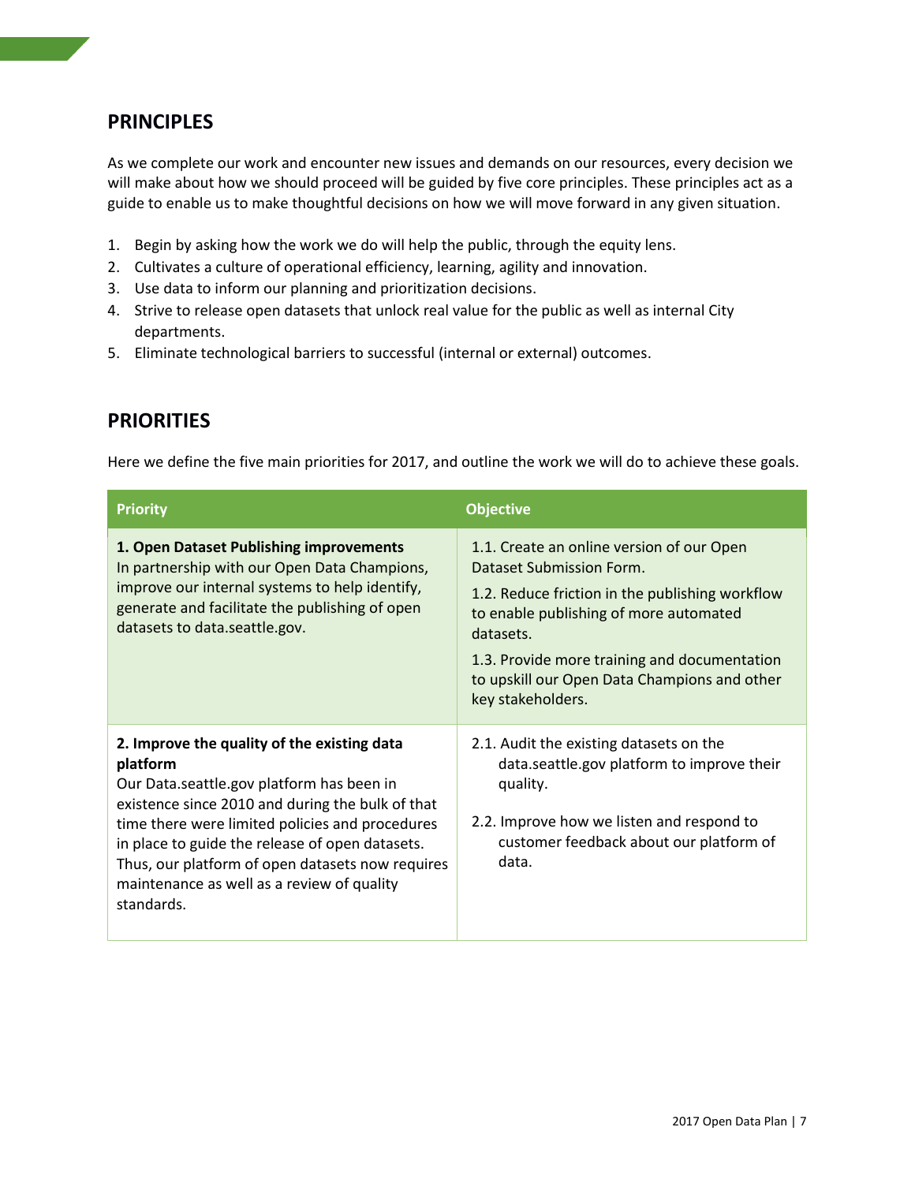## PRINCIPLES

As we complete our work and encounter new issues and demands on our resources, every decision we will make about how we should proceed will be guided by five core principles. These principles act as a guide to enable us to make thoughtful decisions on how we will move forward in any given situation.

1. Begin by asking how the work we do will help the public, through the equity lens.
2. Cultivates a culture of operational efficiency, learning, agility and innovation.
3. Use data to inform our planning and prioritization decisions.
4. Strive to release open datasets that unlock real value for the public as well as internal City departments.
5. Eliminate technological barriers to successful (internal or external) outcomes.

## PRIORITIES

Here we define the five main priorities for 2017, and outline the work we will do to achieve these goals.

| Priority | Objective |
|---|---|
| **1. Open Dataset Publishing improvements** In partnership with our Open Data Champions, improve our internal systems to help identify, generate and facilitate the publishing of open datasets to data.seattle.gov. | 1.1. Create an online version of our Open Dataset Submission Form.<br>1.2. Reduce friction in the publishing workflow to enable publishing of more automated datasets.<br>1.3. Provide more training and documentation to upskill our Open Data Champions and other key stakeholders. |
| **2. Improve the quality of the existing data platform** Our Data.seattle.gov platform has been in existence since 2010 and during the bulk of that time there were limited policies and procedures in place to guide the release of open datasets. Thus, our platform of open datasets now requires maintenance as well as a review of quality standards. | 2.1. Audit the existing datasets on the data.seattle.gov platform to improve their quality.<br>2.2. Improve how we listen and respond to customer feedback about our platform of data. |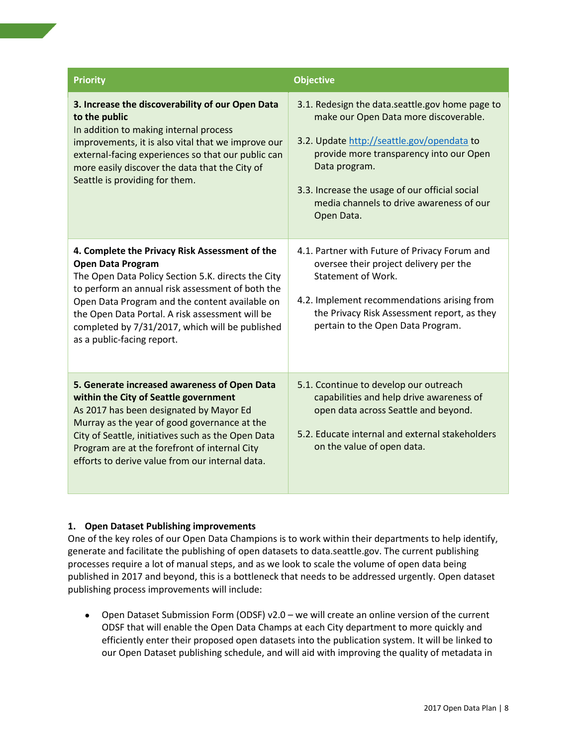| Priority | Objective |
| --- | --- |
| **3. Increase the discoverability of our Open Data to the public**<br>In addition to making internal process improvements, it is also vital that we improve our external-facing experiences so that our public can more easily discover the data that the City of Seattle is providing for them. | 3.1. Redesign the data.seattle.gov home page to make our Open Data more discoverable.<br><br>3.2. Update http://seattle.gov/opendata to provide more transparency into our Open Data program.<br><br>3.3. Increase the usage of our official social media channels to drive awareness of our Open Data. |
| **4. Complete the Privacy Risk Assessment of the Open Data Program**<br>The Open Data Policy Section 5.K. directs the City to perform an annual risk assessment of both the Open Data Program and the content available on the Open Data Portal. A risk assessment will be completed by 7/31/2017, which will be published as a public-facing report. | 4.1. Partner with Future of Privacy Forum and oversee their project delivery per the Statement of Work.<br><br>4.2. Implement recommendations arising from the Privacy Risk Assessment report, as they pertain to the Open Data Program. |
| **5. Generate increased awareness of Open Data within the City of Seattle government**<br>As 2017 has been designated by Mayor Ed Murray as the year of good governance at the City of Seattle, initiatives such as the Open Data Program are at the forefront of internal City efforts to derive value from our internal data. | 5.1. Ccontinue to develop our outreach capabilities and help drive awareness of open data across Seattle and beyond.<br><br>5.2. Educate internal and external stakeholders on the value of open data. |

### 1. Open Dataset Publishing improvements

One of the key roles of our Open Data Champions is to work within their departments to help identify, generate and facilitate the publishing of open datasets to data.seattle.gov. The current publishing processes require a lot of manual steps, and as we look to scale the volume of open data being published in 2017 and beyond, this is a bottleneck that needs to be addressed urgently. Open dataset publishing process improvements will include:

- Open Dataset Submission Form (ODSF) v2.0 – we will create an online version of the current ODSF that will enable the Open Data Champs at each City department to more quickly and efficiently enter their proposed open datasets into the publication system. It will be linked to our Open Dataset publishing schedule, and will aid with improving the quality of metadata in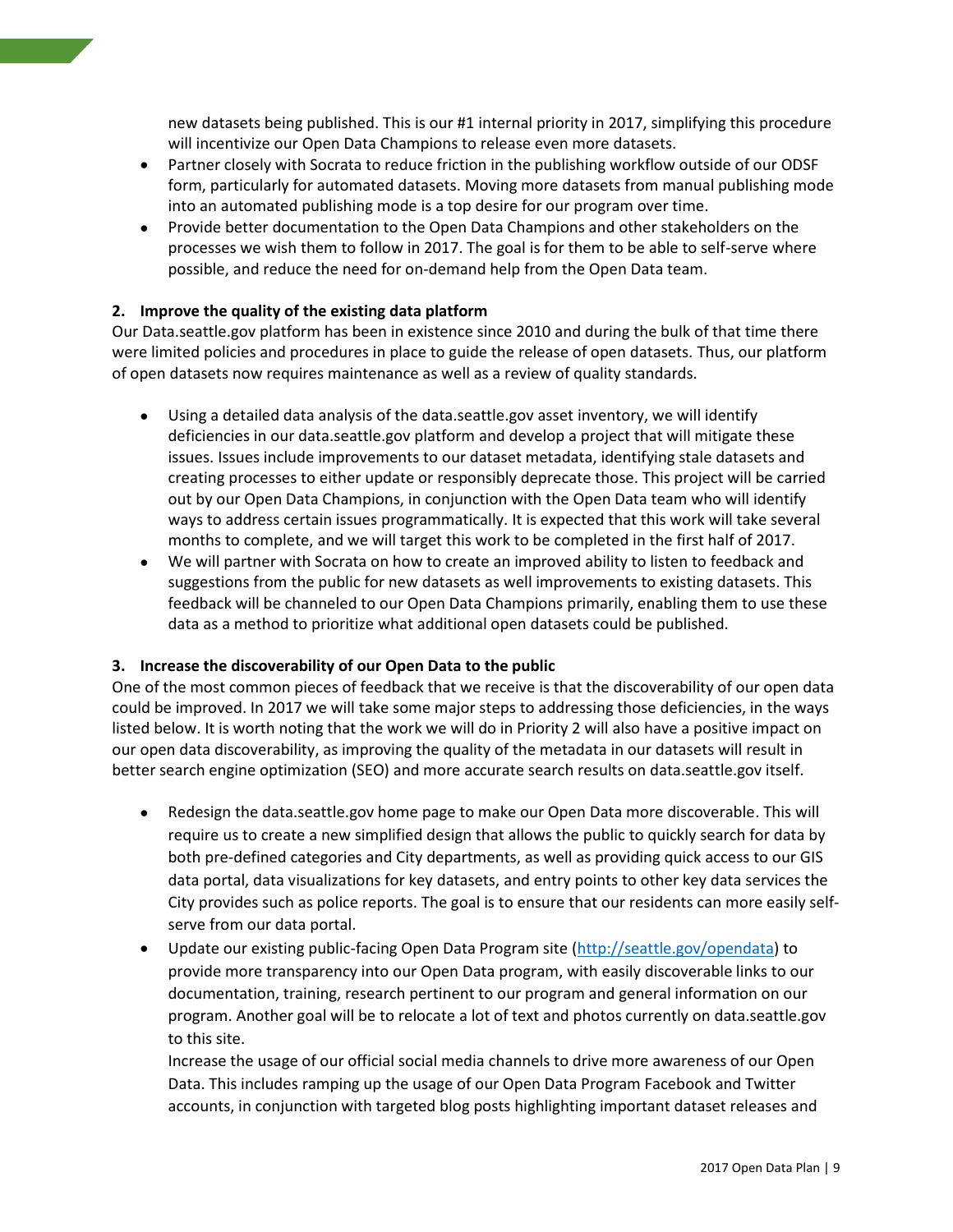new datasets being published. This is our #1 internal priority in 2017, simplifying this procedure will incentivize our Open Data Champions to release even more datasets.

- Partner closely with Socrata to reduce friction in the publishing workflow outside of our ODSF form, particularly for automated datasets. Moving more datasets from manual publishing mode into an automated publishing mode is a top desire for our program over time.
- Provide better documentation to the Open Data Champions and other stakeholders on the processes we wish them to follow in 2017. The goal is for them to be able to self-serve where possible, and reduce the need for on-demand help from the Open Data team.

**2. Improve the quality of the existing data platform**

Our Data.seattle.gov platform has been in existence since 2010 and during the bulk of that time there were limited policies and procedures in place to guide the release of open datasets. Thus, our platform of open datasets now requires maintenance as well as a review of quality standards.

- Using a detailed data analysis of the data.seattle.gov asset inventory, we will identify deficiencies in our data.seattle.gov platform and develop a project that will mitigate these issues. Issues include improvements to our dataset metadata, identifying stale datasets and creating processes to either update or responsibly deprecate those. This project will be carried out by our Open Data Champions, in conjunction with the Open Data team who will identify ways to address certain issues programmatically. It is expected that this work will take several months to complete, and we will target this work to be completed in the first half of 2017.
- We will partner with Socrata on how to create an improved ability to listen to feedback and suggestions from the public for new datasets as well improvements to existing datasets. This feedback will be channeled to our Open Data Champions primarily, enabling them to use these data as a method to prioritize what additional open datasets could be published.

**3. Increase the discoverability of our Open Data to the public**

One of the most common pieces of feedback that we receive is that the discoverability of our open data could be improved. In 2017 we will take some major steps to addressing those deficiencies, in the ways listed below. It is worth noting that the work we will do in Priority 2 will also have a positive impact on our open data discoverability, as improving the quality of the metadata in our datasets will result in better search engine optimization (SEO) and more accurate search results on data.seattle.gov itself.

- Redesign the data.seattle.gov home page to make our Open Data more discoverable. This will require us to create a new simplified design that allows the public to quickly search for data by both pre-defined categories and City departments, as well as providing quick access to our GIS data portal, data visualizations for key datasets, and entry points to other key data services the City provides such as police reports. The goal is to ensure that our residents can more easily self-serve from our data portal.
- Update our existing public-facing Open Data Program site ([http://seattle.gov/opendata](http://seattle.gov/opendata)) to provide more transparency into our Open Data program, with easily discoverable links to our documentation, training, research pertinent to our program and general information on our program. Another goal will be to relocate a lot of text and photos currently on data.seattle.gov to this site.

  Increase the usage of our official social media channels to drive more awareness of our Open Data. This includes ramping up the usage of our Open Data Program Facebook and Twitter accounts, in conjunction with targeted blog posts highlighting important dataset releases and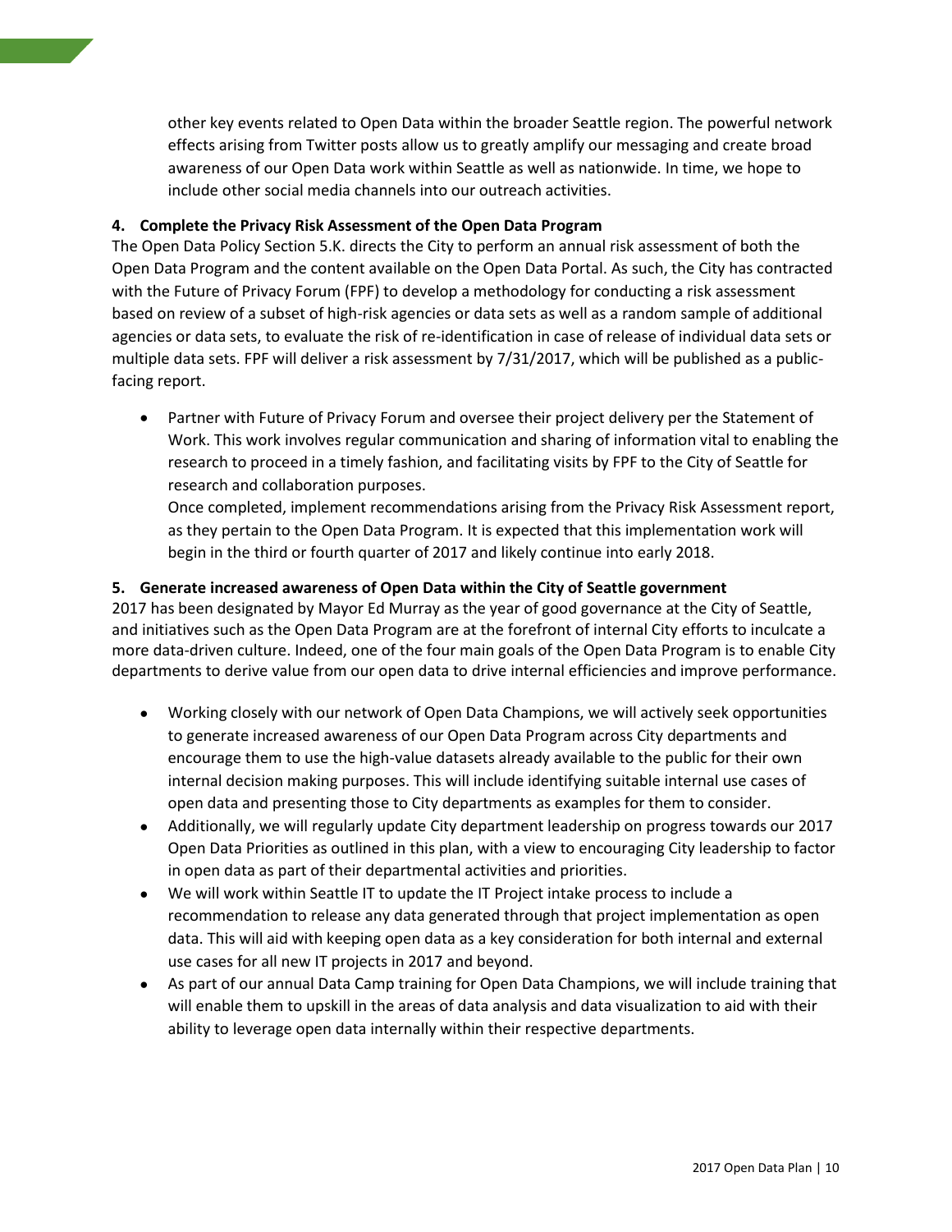other key events related to Open Data within the broader Seattle region. The powerful network effects arising from Twitter posts allow us to greatly amplify our messaging and create broad awareness of our Open Data work within Seattle as well as nationwide. In time, we hope to include other social media channels into our outreach activities.

**4. Complete the Privacy Risk Assessment of the Open Data Program**

The Open Data Policy Section 5.K. directs the City to perform an annual risk assessment of both the Open Data Program and the content available on the Open Data Portal. As such, the City has contracted with the Future of Privacy Forum (FPF) to develop a methodology for conducting a risk assessment based on review of a subset of high-risk agencies or data sets as well as a random sample of additional agencies or data sets, to evaluate the risk of re-identification in case of release of individual data sets or multiple data sets. FPF will deliver a risk assessment by 7/31/2017, which will be published as a public-facing report.

- Partner with Future of Privacy Forum and oversee their project delivery per the Statement of Work. This work involves regular communication and sharing of information vital to enabling the research to proceed in a timely fashion, and facilitating visits by FPF to the City of Seattle for research and collaboration purposes.
  Once completed, implement recommendations arising from the Privacy Risk Assessment report, as they pertain to the Open Data Program. It is expected that this implementation work will begin in the third or fourth quarter of 2017 and likely continue into early 2018.

**5. Generate increased awareness of Open Data within the City of Seattle government**

2017 has been designated by Mayor Ed Murray as the year of good governance at the City of Seattle, and initiatives such as the Open Data Program are at the forefront of internal City efforts to inculcate a more data-driven culture. Indeed, one of the four main goals of the Open Data Program is to enable City departments to derive value from our open data to drive internal efficiencies and improve performance.

- Working closely with our network of Open Data Champions, we will actively seek opportunities to generate increased awareness of our Open Data Program across City departments and encourage them to use the high-value datasets already available to the public for their own internal decision making purposes. This will include identifying suitable internal use cases of open data and presenting those to City departments as examples for them to consider.
- Additionally, we will regularly update City department leadership on progress towards our 2017 Open Data Priorities as outlined in this plan, with a view to encouraging City leadership to factor in open data as part of their departmental activities and priorities.
- We will work within Seattle IT to update the IT Project intake process to include a recommendation to release any data generated through that project implementation as open data. This will aid with keeping open data as a key consideration for both internal and external use cases for all new IT projects in 2017 and beyond.
- As part of our annual Data Camp training for Open Data Champions, we will include training that will enable them to upskill in the areas of data analysis and data visualization to aid with their ability to leverage open data internally within their respective departments.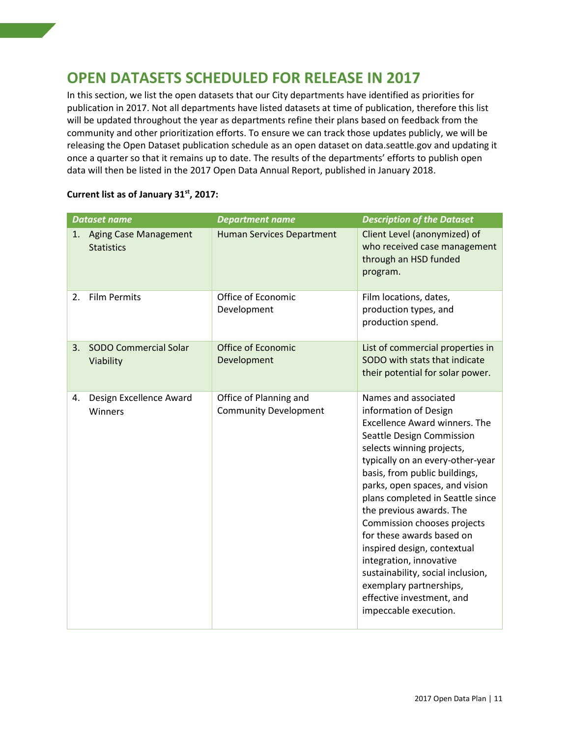## OPEN DATASETS SCHEDULED FOR RELEASE IN 2017

In this section, we list the open datasets that our City departments have identified as priorities for publication in 2017. Not all departments have listed datasets at time of publication, therefore this list will be updated throughout the year as departments refine their plans based on feedback from the community and other prioritization efforts. To ensure we can track those updates publicly, we will be releasing the Open Dataset publication schedule as an open dataset on data.seattle.gov and updating it once a quarter so that it remains up to date. The results of the departments' efforts to publish open data will then be listed in the 2017 Open Data Annual Report, published in January 2018.

**Current list as of January 31st, 2017:**

| *Dataset name* | *Department name* | *Description of the Dataset* |
|---|---|---|
| 1. Aging Case Management Statistics | Human Services Department | Client Level (anonymized) of who received case management through an HSD funded program. |
| 2. Film Permits | Office of Economic Development | Film locations, dates, production types, and production spend. |
| 3. SODO Commercial Solar Viability | Office of Economic Development | List of commercial properties in SODO with stats that indicate their potential for solar power. |
| 4. Design Excellence Award Winners | Office of Planning and Community Development | Names and associated information of Design Excellence Award winners. The Seattle Design Commission selects winning projects, typically on an every-other-year basis, from public buildings, parks, open spaces, and vision plans completed in Seattle since the previous awards. The Commission chooses projects for these awards based on inspired design, contextual integration, innovative sustainability, social inclusion, exemplary partnerships, effective investment, and impeccable execution. |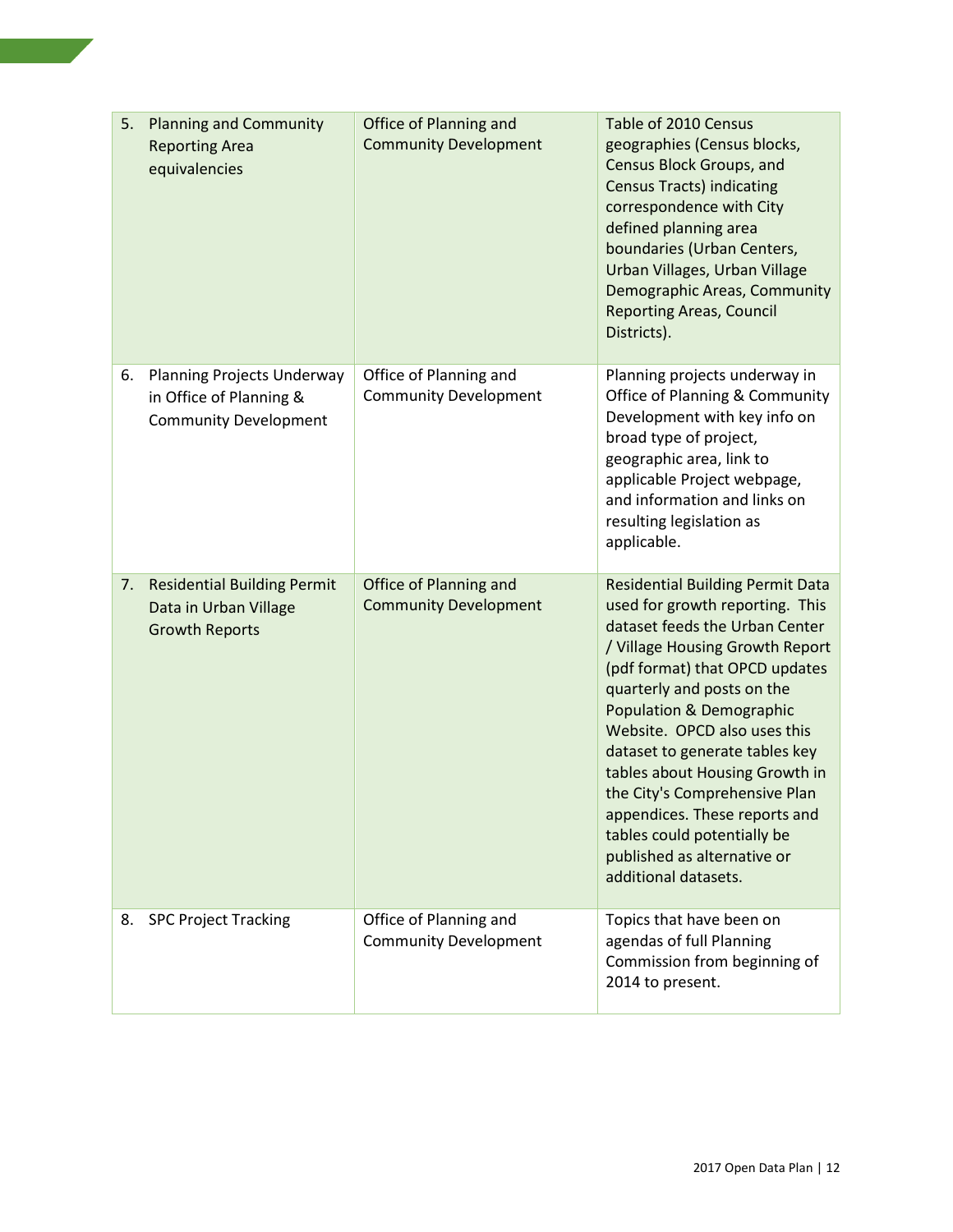| | | |
|---|---|---|
| 5. Planning and Community Reporting Area equivalencies | Office of Planning and Community Development | Table of 2010 Census geographies (Census blocks, Census Block Groups, and Census Tracts) indicating correspondence with City defined planning area boundaries (Urban Centers, Urban Villages, Urban Village Demographic Areas, Community Reporting Areas, Council Districts). |
| 6. Planning Projects Underway in Office of Planning & Community Development | Office of Planning and Community Development | Planning projects underway in Office of Planning & Community Development with key info on broad type of project, geographic area, link to applicable Project webpage, and information and links on resulting legislation as applicable. |
| 7. Residential Building Permit Data in Urban Village Growth Reports | Office of Planning and Community Development | Residential Building Permit Data used for growth reporting. This dataset feeds the Urban Center / Village Housing Growth Report (pdf format) that OPCD updates quarterly and posts on the Population & Demographic Website. OPCD also uses this dataset to generate tables key tables about Housing Growth in the City's Comprehensive Plan appendices. These reports and tables could potentially be published as alternative or additional datasets. |
| 8. SPC Project Tracking | Office of Planning and Community Development | Topics that have been on agendas of full Planning Commission from beginning of 2014 to present. |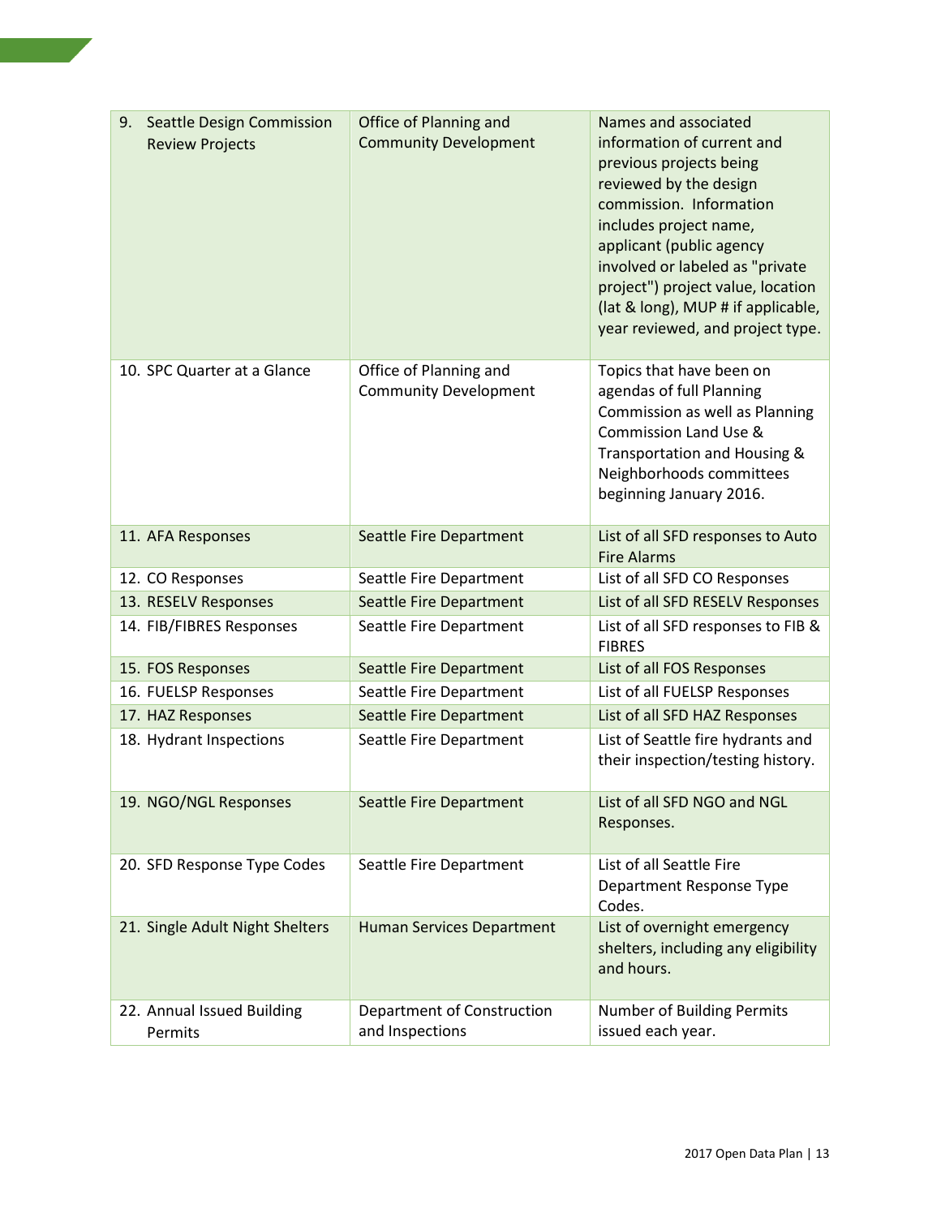| | | |
|---|---|---|
| 9. Seattle Design Commission Review Projects | Office of Planning and Community Development | Names and associated information of current and previous projects being reviewed by the design commission. Information includes project name, applicant (public agency involved or labeled as "private project") project value, location (lat & long), MUP # if applicable, year reviewed, and project type. |
| 10. SPC Quarter at a Glance | Office of Planning and Community Development | Topics that have been on agendas of full Planning Commission as well as Planning Commission Land Use & Transportation and Housing & Neighborhoods committees beginning January 2016. |
| 11. AFA Responses | Seattle Fire Department | List of all SFD responses to Auto Fire Alarms |
| 12. CO Responses | Seattle Fire Department | List of all SFD CO Responses |
| 13. RESELV Responses | Seattle Fire Department | List of all SFD RESELV Responses |
| 14. FIB/FIBRES Responses | Seattle Fire Department | List of all SFD responses to FIB & FIBRES |
| 15. FOS Responses | Seattle Fire Department | List of all FOS Responses |
| 16. FUELSP Responses | Seattle Fire Department | List of all FUELSP Responses |
| 17. HAZ Responses | Seattle Fire Department | List of all SFD HAZ Responses |
| 18. Hydrant Inspections | Seattle Fire Department | List of Seattle fire hydrants and their inspection/testing history. |
| 19. NGO/NGL Responses | Seattle Fire Department | List of all SFD NGO and NGL Responses. |
| 20. SFD Response Type Codes | Seattle Fire Department | List of all Seattle Fire Department Response Type Codes. |
| 21. Single Adult Night Shelters | Human Services Department | List of overnight emergency shelters, including any eligibility and hours. |
| 22. Annual Issued Building Permits | Department of Construction and Inspections | Number of Building Permits issued each year. |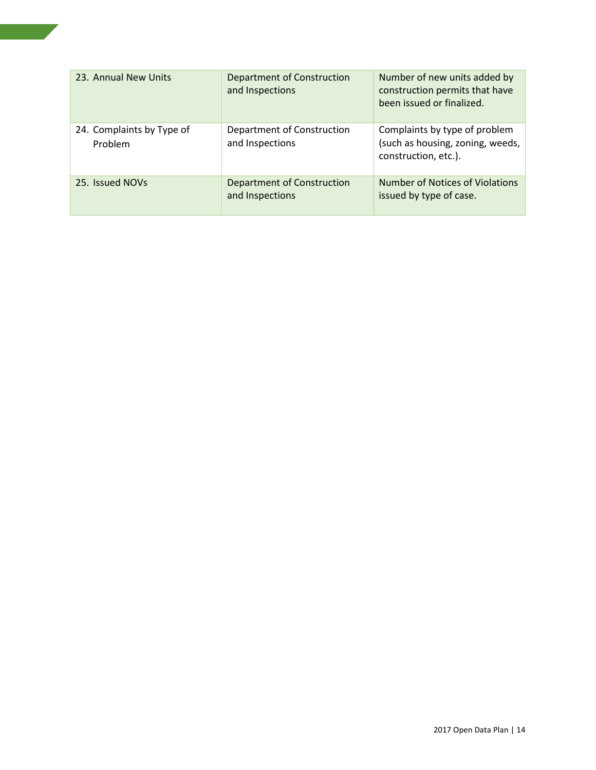| | | |
|---|---|---|
| 23. Annual New Units | Department of Construction and Inspections | Number of new units added by construction permits that have been issued or finalized. |
| 24. Complaints by Type of Problem | Department of Construction and Inspections | Complaints by type of problem (such as housing, zoning, weeds, construction, etc.). |
| 25. Issued NOVs | Department of Construction and Inspections | Number of Notices of Violations issued by type of case. |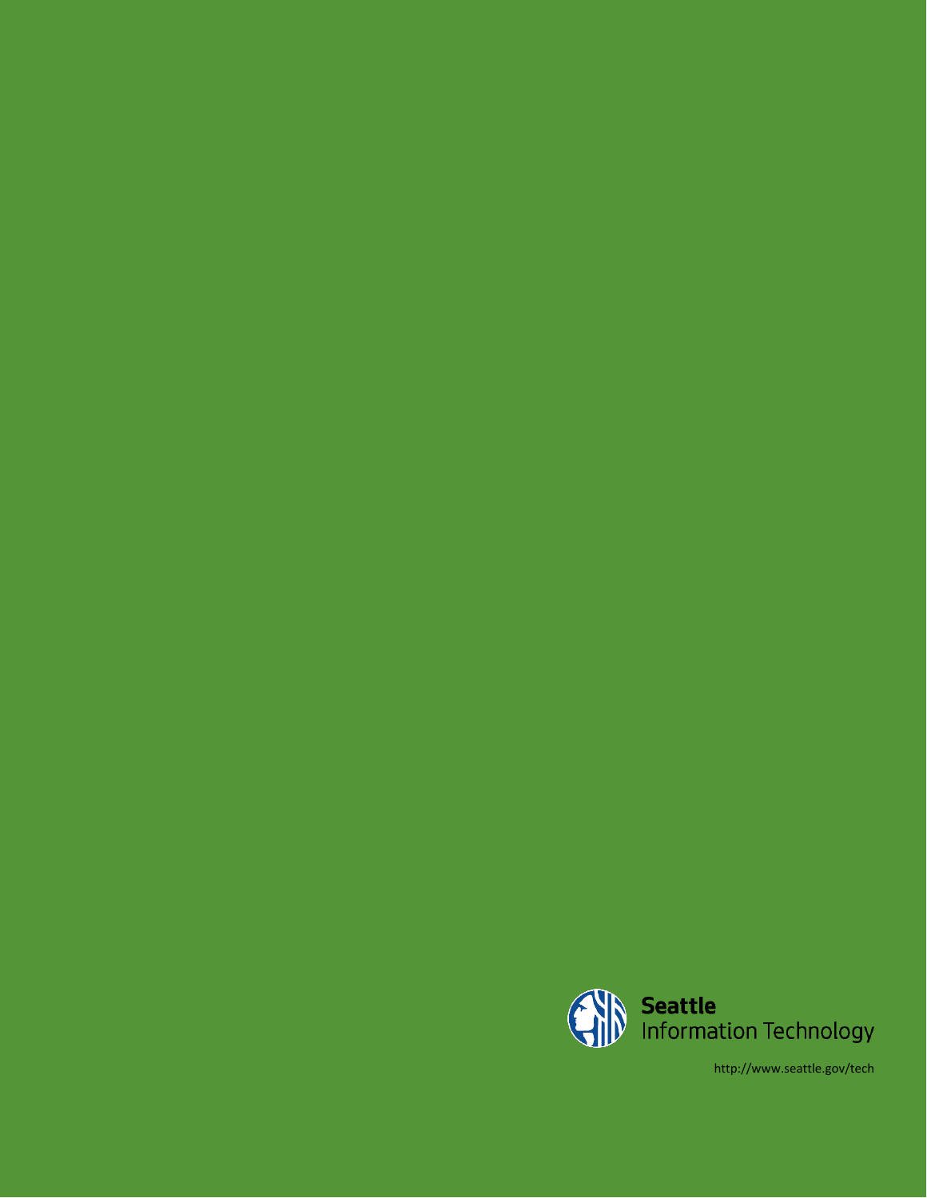**Seattle**
Information Technology

http://www.seattle.gov/tech